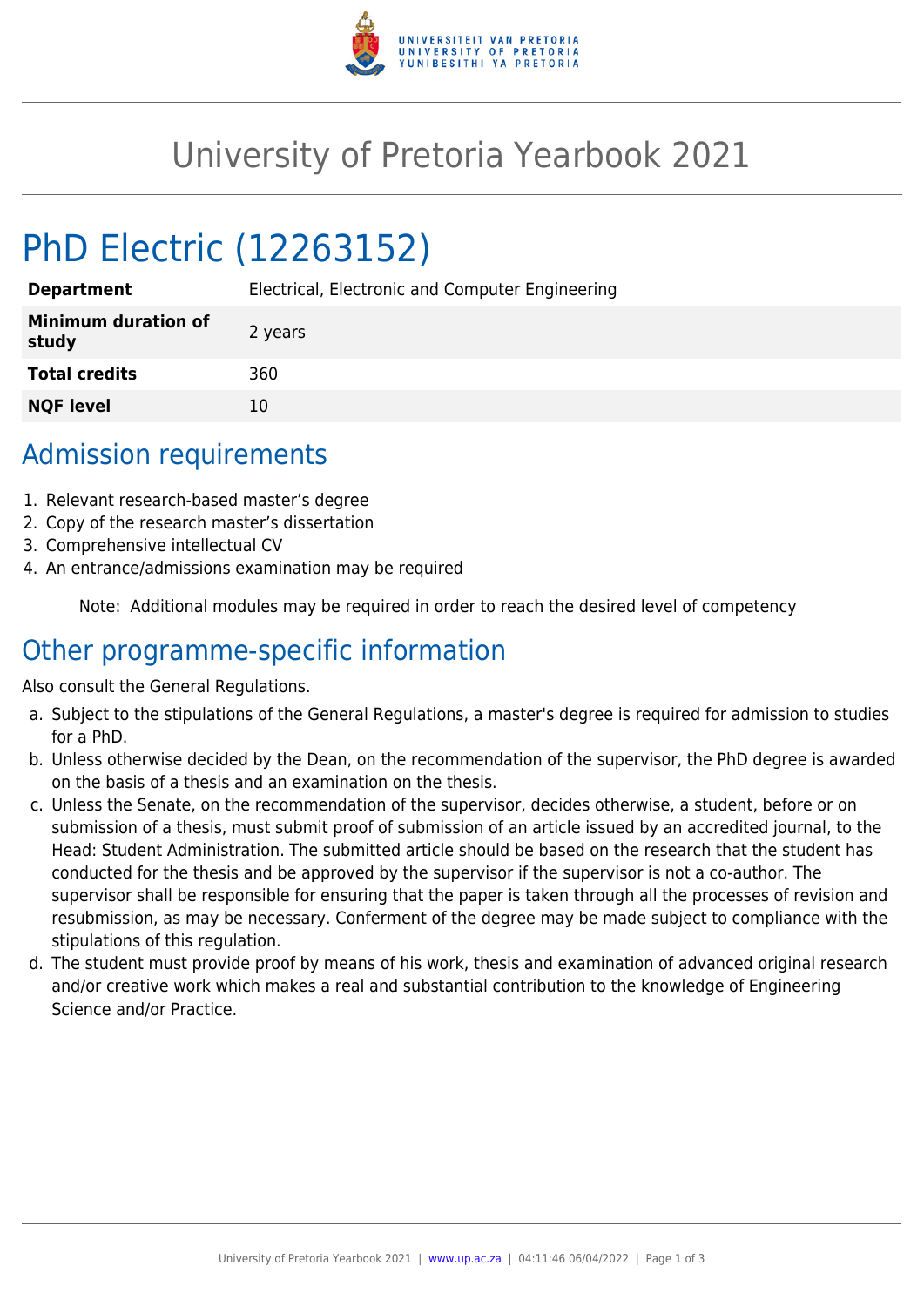# University of Pretoria Yearbook 2021

## PhD Electric (12263152)

| | |
|---|---|
| **Department** | Electrical, Electronic and Computer Engineering |
| **Minimum duration of study** | 2 years |
| **Total credits** | 360 |
| **NQF level** | 10 |

## Admission requirements

1. Relevant research-based master's degree
2. Copy of the research master's dissertation
3. Comprehensive intellectual CV
4. An entrance/admissions examination may be required

Note: Additional modules may be required in order to reach the desired level of competency

## Other programme-specific information

Also consult the General Regulations.

a. Subject to the stipulations of the General Regulations, a master's degree is required for admission to studies for a PhD.

b. Unless otherwise decided by the Dean, on the recommendation of the supervisor, the PhD degree is awarded on the basis of a thesis and an examination on the thesis.

c. Unless the Senate, on the recommendation of the supervisor, decides otherwise, a student, before or on submission of a thesis, must submit proof of submission of an article issued by an accredited journal, to the Head: Student Administration. The submitted article should be based on the research that the student has conducted for the thesis and be approved by the supervisor if the supervisor is not a co-author. The supervisor shall be responsible for ensuring that the paper is taken through all the processes of revision and resubmission, as may be necessary. Conferment of the degree may be made subject to compliance with the stipulations of this regulation.

d. The student must provide proof by means of his work, thesis and examination of advanced original research and/or creative work which makes a real and substantial contribution to the knowledge of Engineering Science and/or Practice.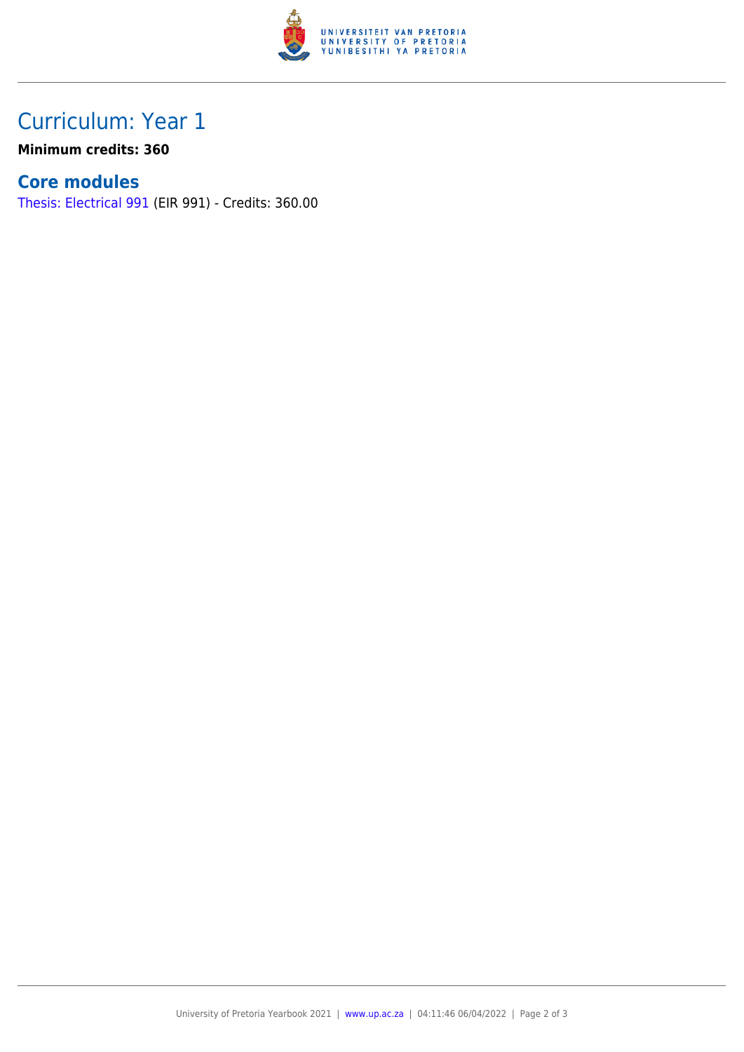# Curriculum: Year 1

**Minimum credits: 360**

## Core modules

Thesis: Electrical 991 (EIR 991) - Credits: 360.00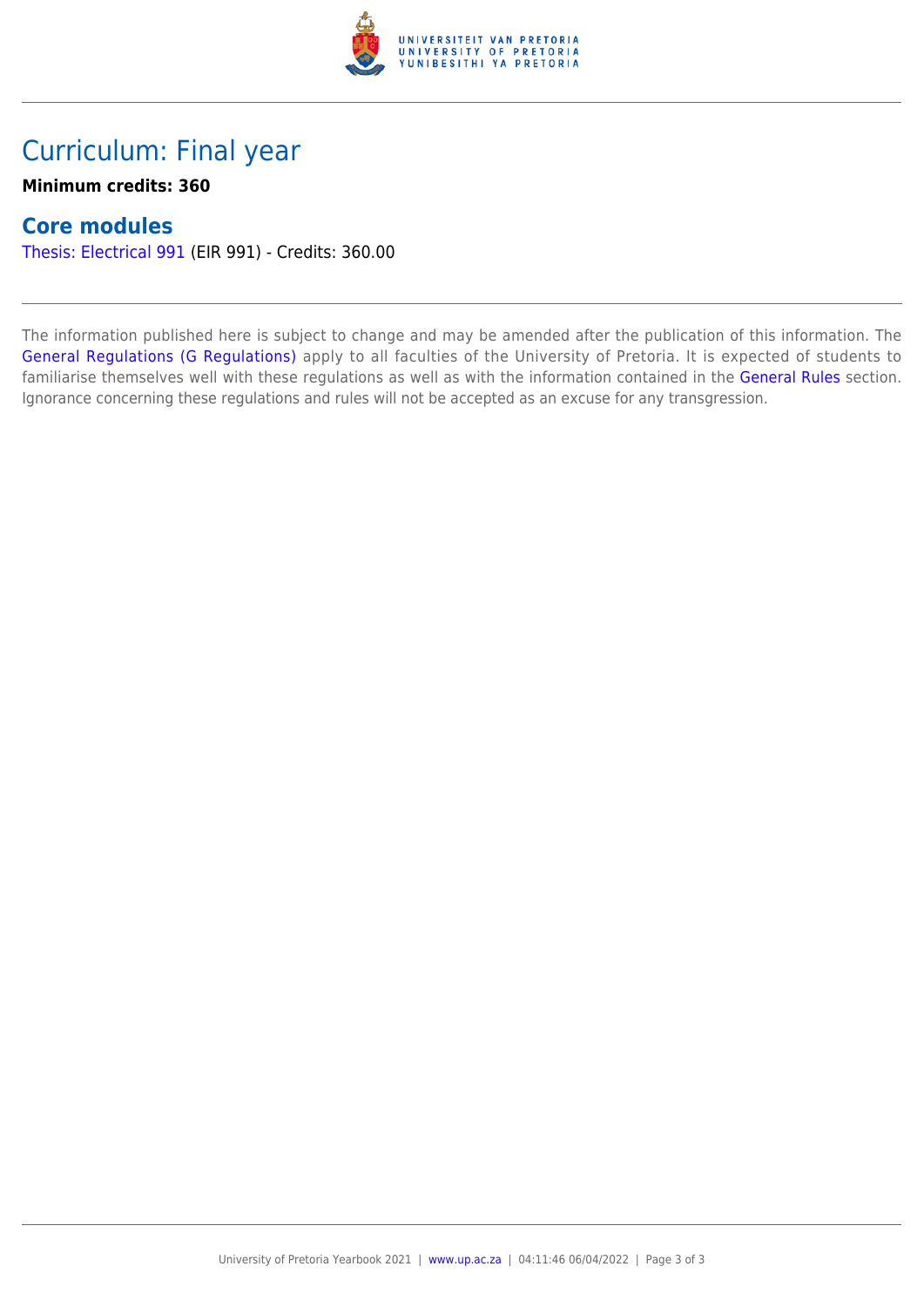# Curriculum: Final year

**Minimum credits: 360**

## Core modules

Thesis: Electrical 991 (EIR 991) - Credits: 360.00

The information published here is subject to change and may be amended after the publication of this information. The General Regulations (G Regulations) apply to all faculties of the University of Pretoria. It is expected of students to familiarise themselves well with these regulations as well as with the information contained in the General Rules section. Ignorance concerning these regulations and rules will not be accepted as an excuse for any transgression.